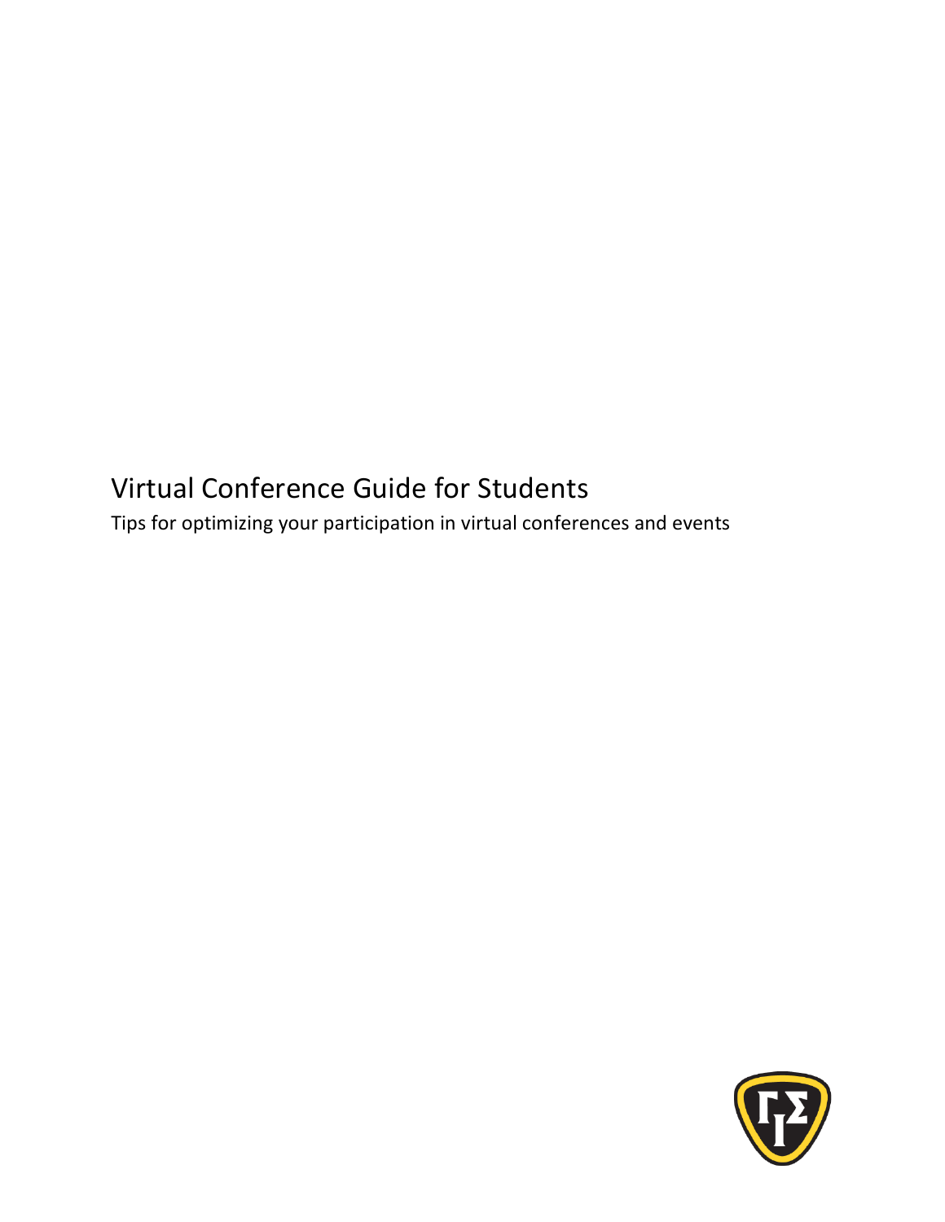# Virtual Conference Guide for Students

Tips for optimizing your participation in virtual conferences and events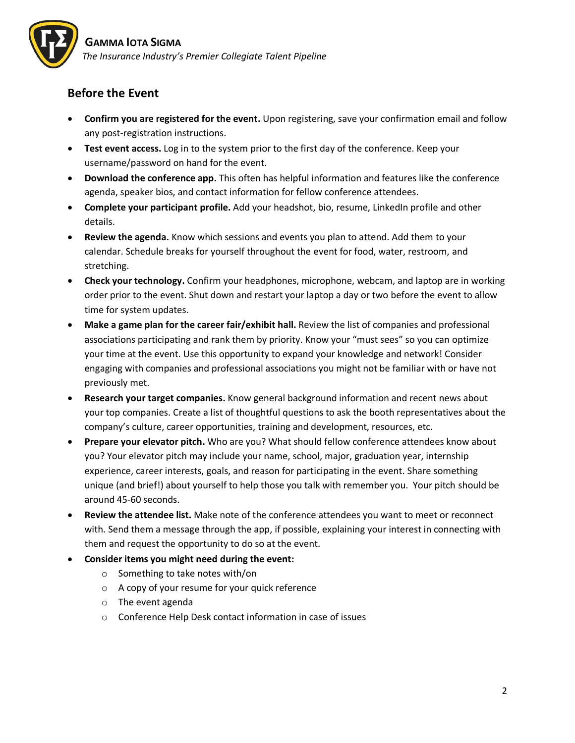## Before the Event

- **Confirm you are registered for the event.** Upon registering, save your confirmation email and follow any post-registration instructions.
- **Test event access.** Log in to the system prior to the first day of the conference. Keep your username/password on hand for the event.
- **Download the conference app.** This often has helpful information and features like the conference agenda, speaker bios, and contact information for fellow conference attendees.
- **Complete your participant profile.** Add your headshot, bio, resume, LinkedIn profile and other details.
- **Review the agenda.** Know which sessions and events you plan to attend. Add them to your calendar. Schedule breaks for yourself throughout the event for food, water, restroom, and stretching.
- **Check your technology.** Confirm your headphones, microphone, webcam, and laptop are in working order prior to the event. Shut down and restart your laptop a day or two before the event to allow time for system updates.
- **Make a game plan for the career fair/exhibit hall.** Review the list of companies and professional associations participating and rank them by priority. Know your "must sees" so you can optimize your time at the event. Use this opportunity to expand your knowledge and network! Consider engaging with companies and professional associations you might not be familiar with or have not previously met.
- **Research your target companies.** Know general background information and recent news about your top companies. Create a list of thoughtful questions to ask the booth representatives about the company's culture, career opportunities, training and development, resources, etc.
- **Prepare your elevator pitch.** Who are you? What should fellow conference attendees know about you? Your elevator pitch may include your name, school, major, graduation year, internship experience, career interests, goals, and reason for participating in the event. Share something unique (and brief!) about yourself to help those you talk with remember you. Your pitch should be around 45-60 seconds.
- **Review the attendee list.** Make note of the conference attendees you want to meet or reconnect with. Send them a message through the app, if possible, explaining your interest in connecting with them and request the opportunity to do so at the event.
- **Consider items you might need during the event:**
  - Something to take notes with/on
  - A copy of your resume for your quick reference
  - The event agenda
  - Conference Help Desk contact information in case of issues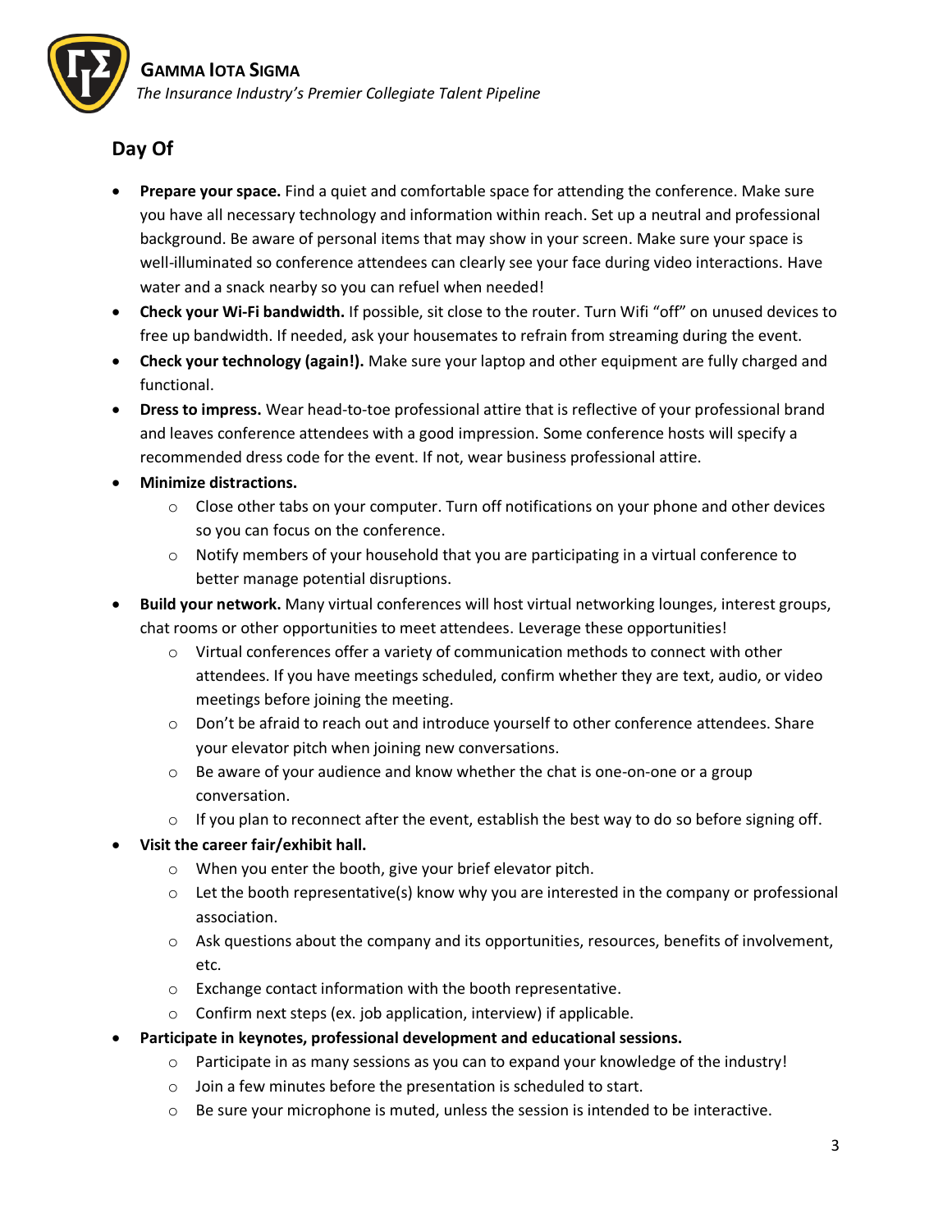## Day Of

- **Prepare your space.** Find a quiet and comfortable space for attending the conference. Make sure you have all necessary technology and information within reach. Set up a neutral and professional background. Be aware of personal items that may show in your screen. Make sure your space is well-illuminated so conference attendees can clearly see your face during video interactions. Have water and a snack nearby so you can refuel when needed!
- **Check your Wi-Fi bandwidth.** If possible, sit close to the router. Turn Wifi "off" on unused devices to free up bandwidth. If needed, ask your housemates to refrain from streaming during the event.
- **Check your technology (again!).** Make sure your laptop and other equipment are fully charged and functional.
- **Dress to impress.** Wear head-to-toe professional attire that is reflective of your professional brand and leaves conference attendees with a good impression. Some conference hosts will specify a recommended dress code for the event. If not, wear business professional attire.
- **Minimize distractions.**
  - Close other tabs on your computer. Turn off notifications on your phone and other devices so you can focus on the conference.
  - Notify members of your household that you are participating in a virtual conference to better manage potential disruptions.
- **Build your network.** Many virtual conferences will host virtual networking lounges, interest groups, chat rooms or other opportunities to meet attendees. Leverage these opportunities!
  - Virtual conferences offer a variety of communication methods to connect with other attendees. If you have meetings scheduled, confirm whether they are text, audio, or video meetings before joining the meeting.
  - Don't be afraid to reach out and introduce yourself to other conference attendees. Share your elevator pitch when joining new conversations.
  - Be aware of your audience and know whether the chat is one-on-one or a group conversation.
  - If you plan to reconnect after the event, establish the best way to do so before signing off.
- **Visit the career fair/exhibit hall.**
  - When you enter the booth, give your brief elevator pitch.
  - Let the booth representative(s) know why you are interested in the company or professional association.
  - Ask questions about the company and its opportunities, resources, benefits of involvement, etc.
  - Exchange contact information with the booth representative.
  - Confirm next steps (ex. job application, interview) if applicable.
- **Participate in keynotes, professional development and educational sessions.**
  - Participate in as many sessions as you can to expand your knowledge of the industry!
  - Join a few minutes before the presentation is scheduled to start.
  - Be sure your microphone is muted, unless the session is intended to be interactive.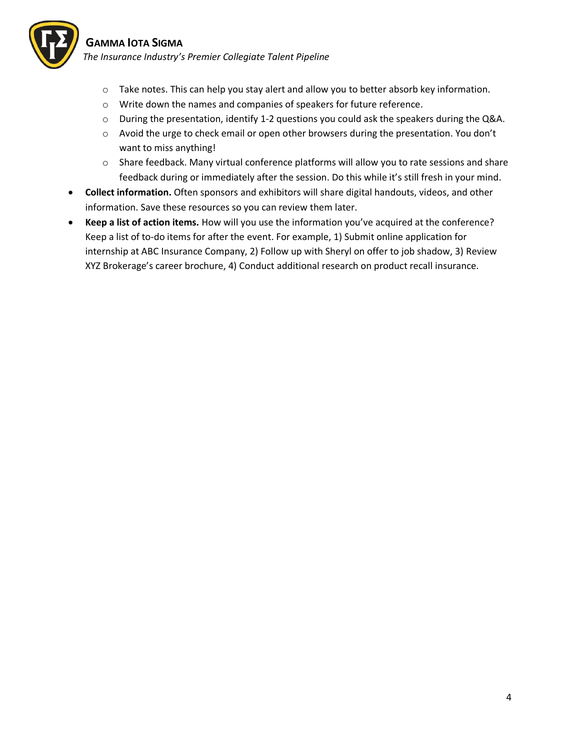- Take notes. This can help you stay alert and allow you to better absorb key information.
  - Write down the names and companies of speakers for future reference.
  - During the presentation, identify 1-2 questions you could ask the speakers during the Q&A.
  - Avoid the urge to check email or open other browsers during the presentation. You don't want to miss anything!
  - Share feedback. Many virtual conference platforms will allow you to rate sessions and share feedback during or immediately after the session. Do this while it's still fresh in your mind.
- **Collect information.** Often sponsors and exhibitors will share digital handouts, videos, and other information. Save these resources so you can review them later.
- **Keep a list of action items.** How will you use the information you've acquired at the conference? Keep a list of to-do items for after the event. For example, 1) Submit online application for internship at ABC Insurance Company, 2) Follow up with Sheryl on offer to job shadow, 3) Review XYZ Brokerage's career brochure, 4) Conduct additional research on product recall insurance.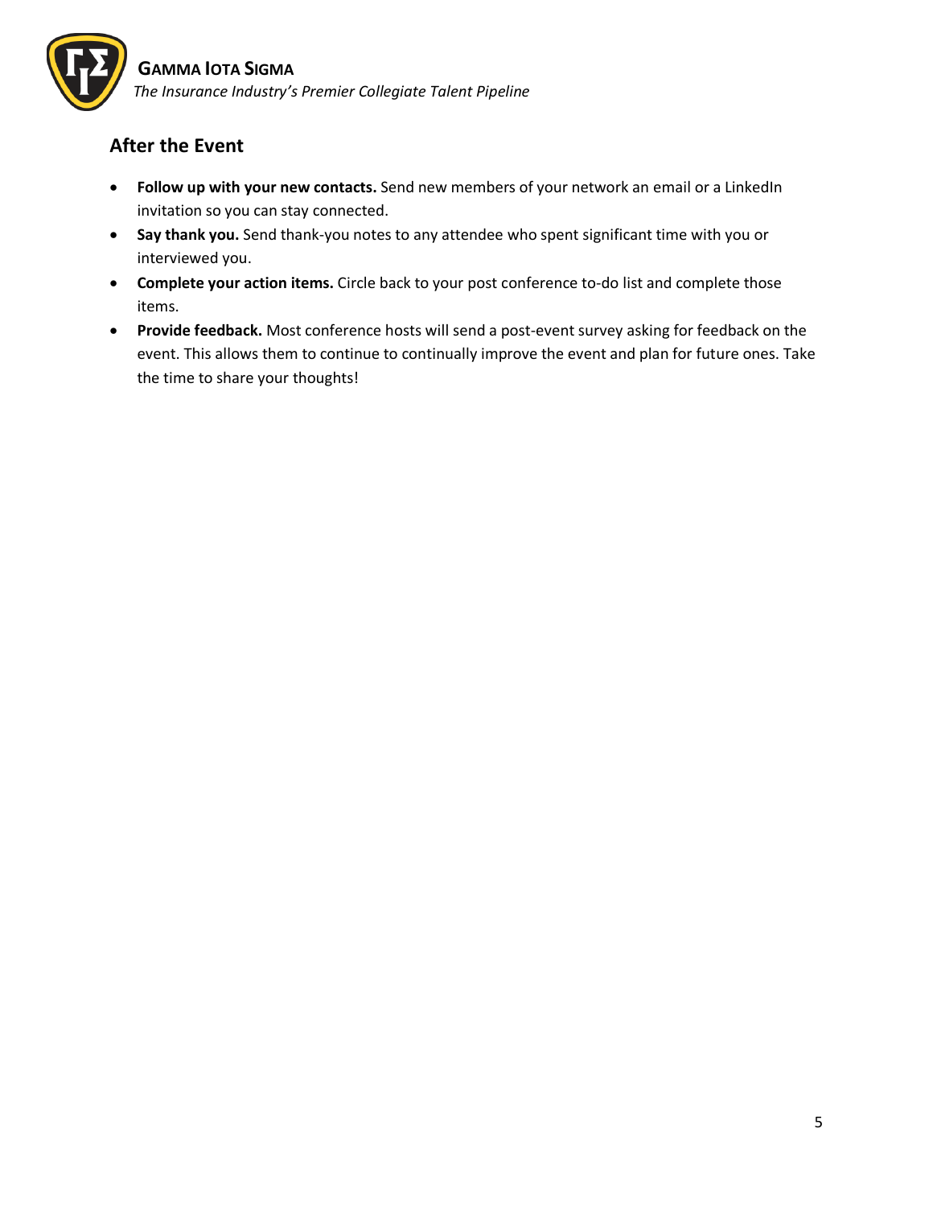## After the Event

- **Follow up with your new contacts.** Send new members of your network an email or a LinkedIn invitation so you can stay connected.
- **Say thank you.** Send thank-you notes to any attendee who spent significant time with you or interviewed you.
- **Complete your action items.** Circle back to your post conference to-do list and complete those items.
- **Provide feedback.** Most conference hosts will send a post-event survey asking for feedback on the event. This allows them to continue to continually improve the event and plan for future ones. Take the time to share your thoughts!